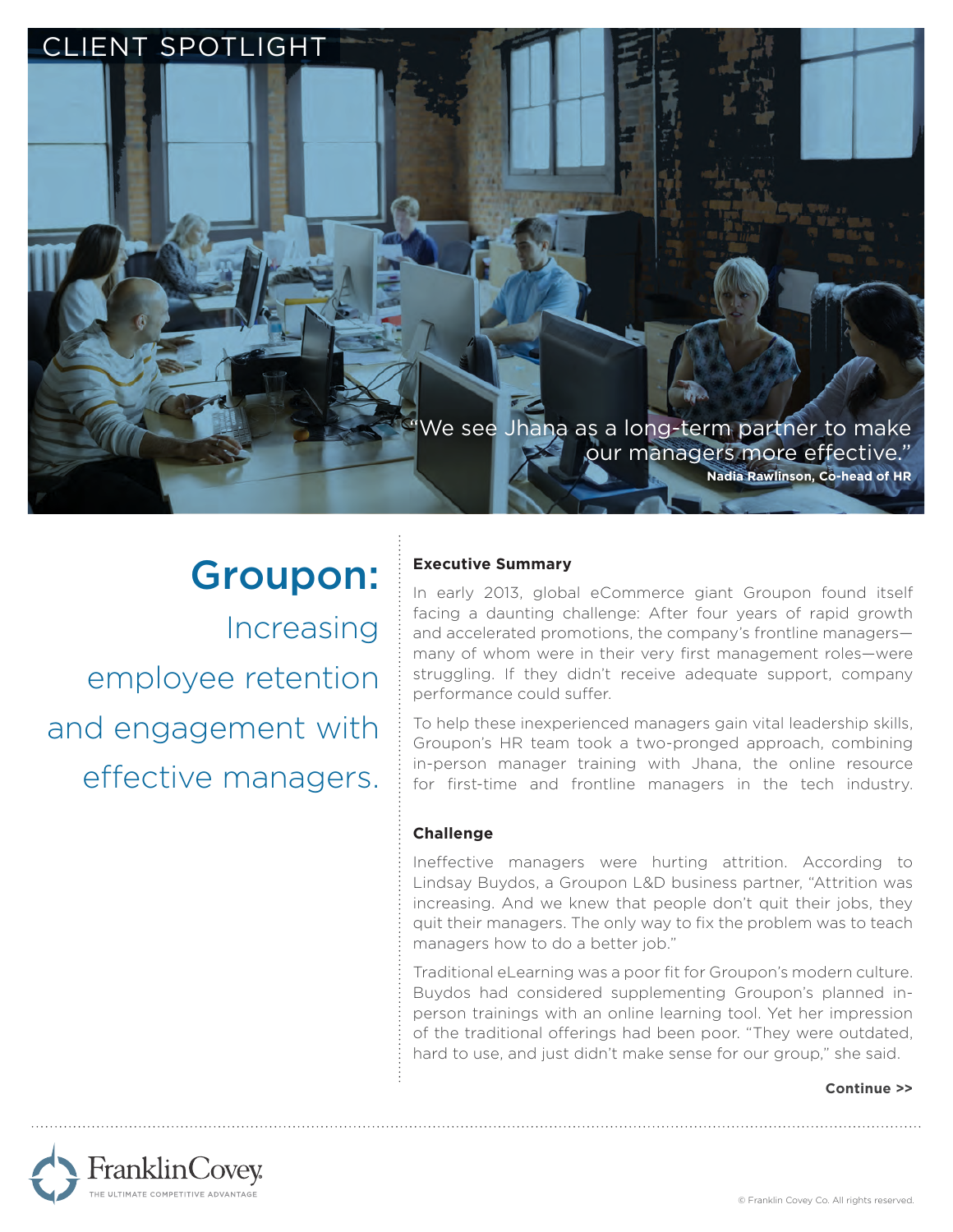CLIENT SPOTLIGHT

"We see Jhana as a long-term partner to make our managers more effective."
**Nadia Rawlinson, Co-head of HR**

# Groupon:

## Increasing employee retention and engagement with effective managers.

### Executive Summary

In early 2013, global eCommerce giant Groupon found itself facing a daunting challenge: After four years of rapid growth and accelerated promotions, the company's frontline managers—many of whom were in their very first management roles—were struggling. If they didn't receive adequate support, company performance could suffer.

To help these inexperienced managers gain vital leadership skills, Groupon's HR team took a two-pronged approach, combining in-person manager training with Jhana, the online resource for first-time and frontline managers in the tech industry.

### Challenge

Ineffective managers were hurting attrition. According to Lindsay Buydos, a Groupon L&D business partner, "Attrition was increasing. And we knew that people don't quit their jobs, they quit their managers. The only way to fix the problem was to teach managers how to do a better job."

Traditional eLearning was a poor fit for Groupon's modern culture. Buydos had considered supplementing Groupon's planned in-person trainings with an online learning tool. Yet her impression of the traditional offerings had been poor. "They were outdated, hard to use, and just didn't make sense for our group," she said.

**Continue >>**

FranklinCovey
THE ULTIMATE COMPETITIVE ADVANTAGE

© Franklin Covey Co. All rights reserved.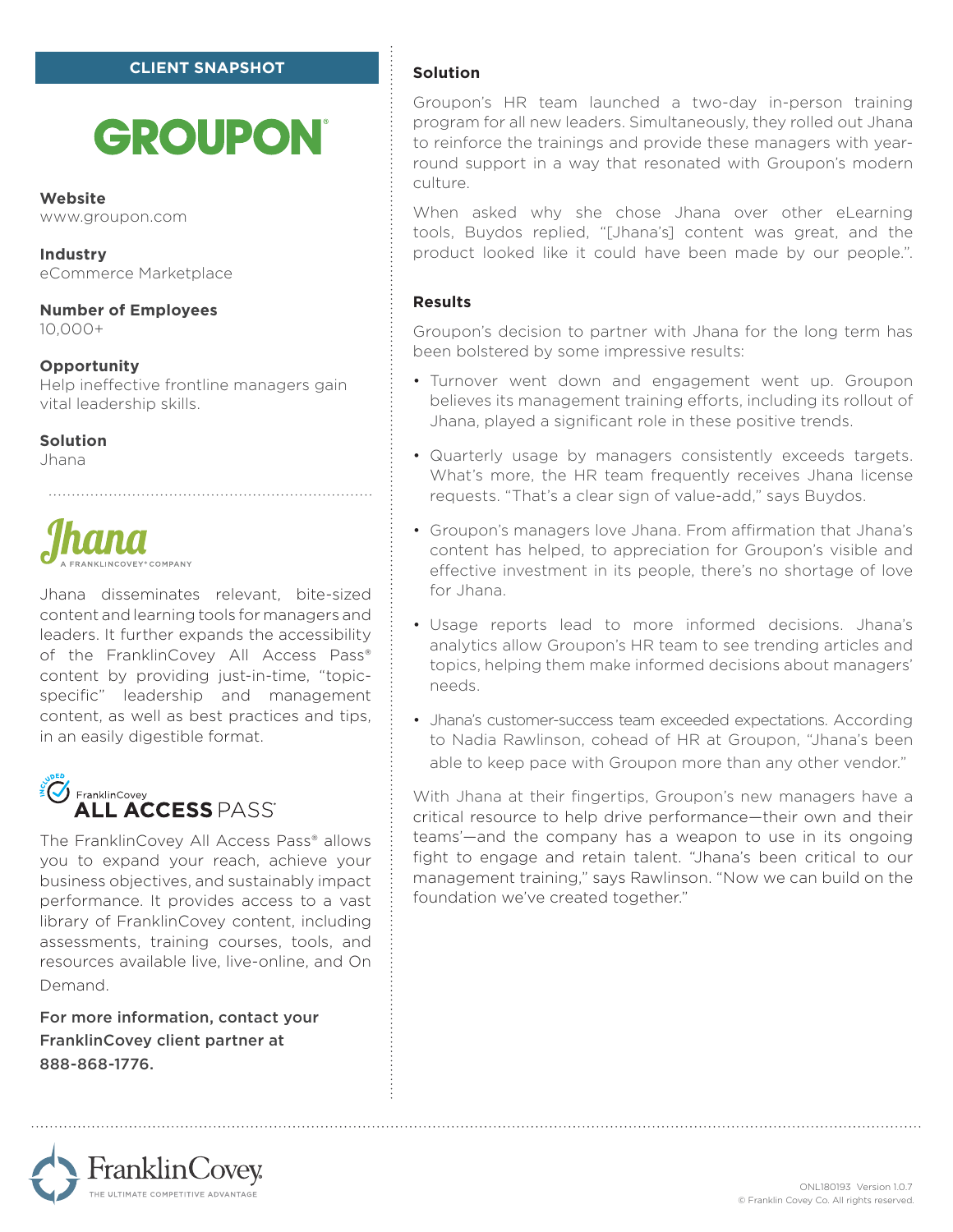**CLIENT SNAPSHOT**

GROUPON

**Website**
www.groupon.com

**Industry**
eCommerce Marketplace

**Number of Employees**
10,000+

**Opportunity**
Help ineffective frontline managers gain vital leadership skills.

**Solution**
Jhana

Jhana
A FRANKLINCOVEY® COMPANY

Jhana disseminates relevant, bite-sized content and learning tools for managers and leaders. It further expands the accessibility of the FranklinCovey All Access Pass® content by providing just-in-time, "topic-specific" leadership and management content, as well as best practices and tips, in an easily digestible format.

INCLUDED FranklinCovey ALL ACCESS PASS®

The FranklinCovey All Access Pass® allows you to expand your reach, achieve your business objectives, and sustainably impact performance. It provides access to a vast library of FranklinCovey content, including assessments, training courses, tools, and resources available live, live-online, and On Demand.

**For more information, contact your FranklinCovey client partner at 888-868-1776.**

### Solution

Groupon's HR team launched a two-day in-person training program for all new leaders. Simultaneously, they rolled out Jhana to reinforce the trainings and provide these managers with year-round support in a way that resonated with Groupon's modern culture.

When asked why she chose Jhana over other eLearning tools, Buydos replied, "[Jhana's] content was great, and the product looked like it could have been made by our people.".

### Results

Groupon's decision to partner with Jhana for the long term has been bolstered by some impressive results:

- Turnover went down and engagement went up. Groupon believes its management training efforts, including its rollout of Jhana, played a significant role in these positive trends.
- Quarterly usage by managers consistently exceeds targets. What's more, the HR team frequently receives Jhana license requests. "That's a clear sign of value-add," says Buydos.
- Groupon's managers love Jhana. From affirmation that Jhana's content has helped, to appreciation for Groupon's visible and effective investment in its people, there's no shortage of love for Jhana.
- Usage reports lead to more informed decisions. Jhana's analytics allow Groupon's HR team to see trending articles and topics, helping them make informed decisions about managers' needs.
- Jhana's customer-success team exceeded expectations. According to Nadia Rawlinson, cohead of HR at Groupon, "Jhana's been able to keep pace with Groupon more than any other vendor."

With Jhana at their fingertips, Groupon's new managers have a critical resource to help drive performance—their own and their teams'—and the company has a weapon to use in its ongoing fight to engage and retain talent. "Jhana's been critical to our management training," says Rawlinson. "Now we can build on the foundation we've created together."

FranklinCovey
THE ULTIMATE COMPETITIVE ADVANTAGE

ONL180193 Version 1.0.7
© Franklin Covey Co. All rights reserved.